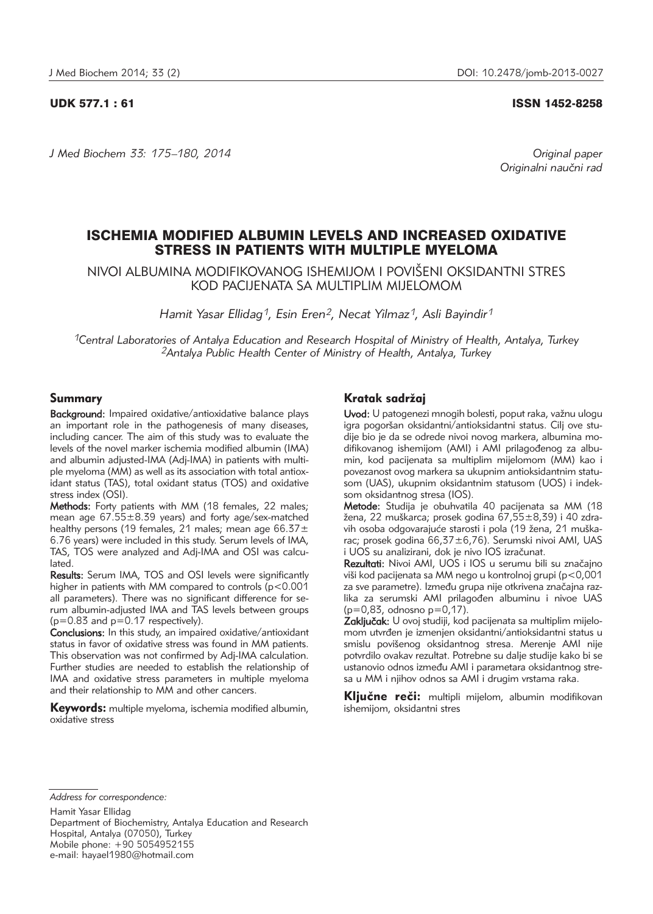UDK 577.1 : 61

ISSN 1452-8258

Original paper
Originalni naučni rad

# ISCHEMIA MODIFIED ALBUMIN LEVELS AND INCREASED OXIDATIVE STRESS IN PATIENTS WITH MULTIPLE MYELOMA

## NIVOI ALBUMINA MODIFIKOVANOG ISHEMIJOM I POVIŠENI OKSIDANTNI STRES KOD PACIJENATA SA MULTIPLIM MIJELOMOM

*Hamit Yasar Ellidag[1], Esin Eren[2], Necat Yilmaz[1], Asli Bayindir[1]*

*[1]Central Laboratories of Antalya Education and Research Hospital of Ministry of Health, Antalya, Turkey*
*[2]Antalya Public Health Center of Ministry of Health, Antalya, Turkey*

### Summary

**Background:** Impaired oxidative/antioxidative balance plays an important role in the pathogenesis of many diseases, including cancer. The aim of this study was to evaluate the levels of the novel marker ischemia modified albumin (IMA) and albumin adjusted-IMA (Adj-IMA) in patients with multiple myeloma (MM) as well as its association with total antioxidant status (TAS), total oxidant status (TOS) and oxidative stress index (OSI).

**Methods:** Forty patients with MM (18 females, 22 males; mean age 67.55±8.39 years) and forty age/sex-matched healthy persons (19 females, 21 males; mean age 66.37±6.76 years) were included in this study. Serum levels of IMA, TAS, TOS were analyzed and Adj-IMA and OSI was calculated.

**Results:** Serum IMA, TOS and OSI levels were significantly higher in patients with MM compared to controls ($p<0.001$ all parameters). There was no significant difference for serum albumin-adjusted IMA and TAS levels between groups ($p=0.83$ and $p=0.17$ respectively).

**Conclusions:** In this study, an impaired oxidative/antioxidant status in favor of oxidative stress was found in MM patients. This observation was not confirmed by Adj-IMA calculation. Further studies are needed to establish the relationship of IMA and oxidative stress parameters in multiple myeloma and their relationship to MM and other cancers.

**Keywords:** multiple myeloma, ischemia modified albumin, oxidative stress

### Kratak sadržaj

**Uvod:** U patogenezi mnogih bolesti, poput raka, važnu ulogu igra pogoršan oksidantni/antioksidantni status. Cilj ove studije bio je da se odrede nivoi novog markera, albumina modifikovanog ishemijom (AMI) i AMI prilagođenog za albumin, kod pacijenata sa multiplim mijelomom (MM) kao i povezanost ovog markera sa ukupnim antioksidantnim statusom (UAS), ukupnim oksidantnim statusom (UOS) i indeksom oksidantnog stresa (IOS).

**Metode:** Studija je obuhvatila 40 pacijenata sa MM (18 žena, 22 muškarca; prosek godina 67,55±8,39) i 40 zdravih osoba odgovarajuće starosti i pola (19 žena, 21 muškarac; prosek godina 66,37±6,76). Serumski nivoi AMI, UAS i UOS su analizirani, dok je nivo IOS izračunat.

**Rezultati:** Nivoi AMI, UOS i IOS u serumu bili su značajno viši kod pacijenata sa MM nego u kontrolnoj grupi ($p<0,001$ za sve parametre). Između grupa nije otkrivena značajna razlika za serumski AMI prilagođen albuminu i nivoe UAS ($p=0,83$, odnosno $p=0,17$).

**Zaključak:** U ovoj studiji, kod pacijenata sa multiplim mijelomom utvrđen je izmenjen oksidantni/antioksidantni status u smislu povišenog oksidantnog stresa. Merenje AMI nije potvrdilo ovakav rezultat. Potrebne su dalje studije kako bi se ustanovio odnos između AMI i parametara oksidantnog stresa u MM i njihov odnos sa AMI i drugim vrstama raka.

**Ključne reči:** multipli mijelom, albumin modifikovan ishemijom, oksidantni stres

*Address for correspondence:*

Hamit Yasar Ellidag
Department of Biochemistry, Antalya Education and Research Hospital, Antalya (07050), Turkey
Mobile phone: +90 5054952155
e-mail: hayael1980@hotmail.com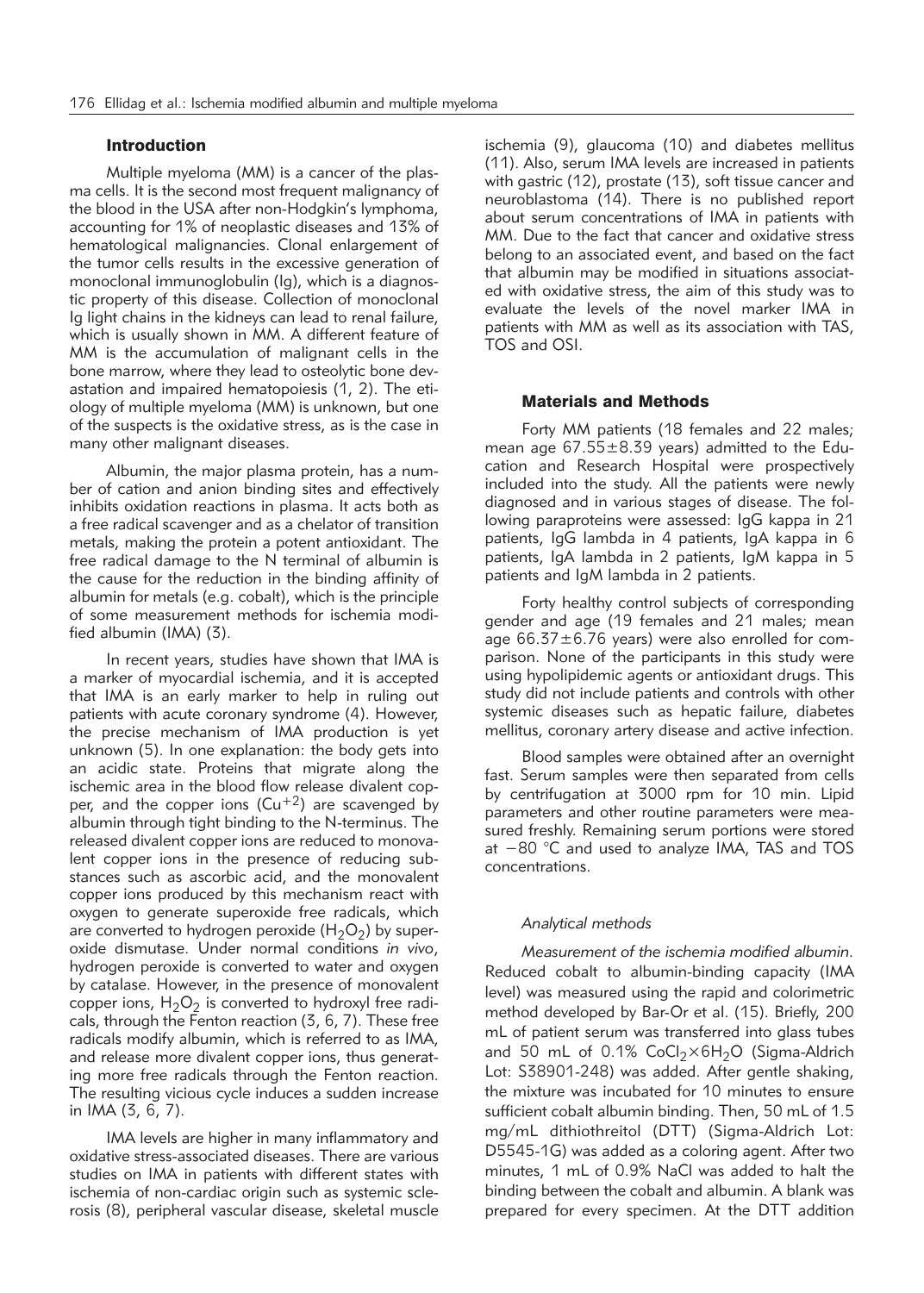## Introduction

Multiple myeloma (MM) is a cancer of the plasma cells. It is the second most frequent malignancy of the blood in the USA after non-Hodgkin's lymphoma, accounting for 1% of neoplastic diseases and 13% of hematological malignancies. Clonal enlargement of the tumor cells results in the excessive generation of monoclonal immunoglobulin (Ig), which is a diagnostic property of this disease. Collection of monoclonal Ig light chains in the kidneys can lead to renal failure, which is usually shown in MM. A different feature of MM is the accumulation of malignant cells in the bone marrow, where they lead to osteolytic bone devastation and impaired hematopoiesis (1, 2). The etiology of multiple myeloma (MM) is unknown, but one of the suspects is the oxidative stress, as is the case in many other malignant diseases.

Albumin, the major plasma protein, has a number of cation and anion binding sites and effectively inhibits oxidation reactions in plasma. It acts both as a free radical scavenger and as a chelator of transition metals, making the protein a potent antioxidant. The free radical damage to the N terminal of albumin is the cause for the reduction in the binding affinity of albumin for metals (e.g. cobalt), which is the principle of some measurement methods for ischemia modified albumin (IMA) (3).

In recent years, studies have shown that IMA is a marker of myocardial ischemia, and it is accepted that IMA is an early marker to help in ruling out patients with acute coronary syndrome (4). However, the precise mechanism of IMA production is yet unknown (5). In one explanation: the body gets into an acidic state. Proteins that migrate along the ischemic area in the blood flow release divalent copper, and the copper ions ($Cu^{+2}$) are scavenged by albumin through tight binding to the N-terminus. The released divalent copper ions are reduced to monovalent copper ions in the presence of reducing substances such as ascorbic acid, and the monovalent copper ions produced by this mechanism react with oxygen to generate superoxide free radicals, which are converted to hydrogen peroxide ($H_2O_2$) by superoxide dismutase. Under normal conditions *in vivo*, hydrogen peroxide is converted to water and oxygen by catalase. However, in the presence of monovalent copper ions, $H_2O_2$ is converted to hydroxyl free radicals, through the Fenton reaction (3, 6, 7). These free radicals modify albumin, which is referred to as IMA, and release more divalent copper ions, thus generating more free radicals through the Fenton reaction. The resulting vicious cycle induces a sudden increase in IMA (3, 6, 7).

IMA levels are higher in many inflammatory and oxidative stress-associated diseases. There are various studies on IMA in patients with different states with ischemia of non-cardiac origin such as systemic sclerosis (8), peripheral vascular disease, skeletal muscle ischemia (9), glaucoma (10) and diabetes mellitus (11). Also, serum IMA levels are increased in patients with gastric (12), prostate (13), soft tissue cancer and neuroblastoma (14). There is no published report about serum concentrations of IMA in patients with MM. Due to the fact that cancer and oxidative stress belong to an associated event, and based on the fact that albumin may be modified in situations associated with oxidative stress, the aim of this study was to evaluate the levels of the novel marker IMA in patients with MM as well as its association with TAS, TOS and OSI.

## Materials and Methods

Forty MM patients (18 females and 22 males; mean age 67.55±8.39 years) admitted to the Education and Research Hospital were prospectively included into the study. All the patients were newly diagnosed and in various stages of disease. The following paraproteins were assessed: IgG kappa in 21 patients, IgG lambda in 4 patients, IgA kappa in 6 patients, IgA lambda in 2 patients, IgM kappa in 5 patients and IgM lambda in 2 patients.

Forty healthy control subjects of corresponding gender and age (19 females and 21 males; mean age 66.37±6.76 years) were also enrolled for comparison. None of the participants in this study were using hypolipidemic agents or antioxidant drugs. This study did not include patients and controls with other systemic diseases such as hepatic failure, diabetes mellitus, coronary artery disease and active infection.

Blood samples were obtained after an overnight fast. Serum samples were then separated from cells by centrifugation at 3000 rpm for 10 min. Lipid parameters and other routine parameters were measured freshly. Remaining serum portions were stored at −80 °C and used to analyze IMA, TAS and TOS concentrations.

### *Analytical methods*

*Measurement of the ischemia modified albumin.* Reduced cobalt to albumin-binding capacity (IMA level) was measured using the rapid and colorimetric method developed by Bar-Or et al. (15). Briefly, 200 mL of patient serum was transferred into glass tubes and 50 mL of 0.1% $CoCl_2 \times 6H_2O$ (Sigma-Aldrich Lot: S38901-248) was added. After gentle shaking, the mixture was incubated for 10 minutes to ensure sufficient cobalt albumin binding. Then, 50 mL of 1.5 mg/mL dithiothreitol (DTT) (Sigma-Aldrich Lot: D5545-1G) was added as a coloring agent. After two minutes, 1 mL of 0.9% NaCl was added to halt the binding between the cobalt and albumin. A blank was prepared for every specimen. At the DTT addition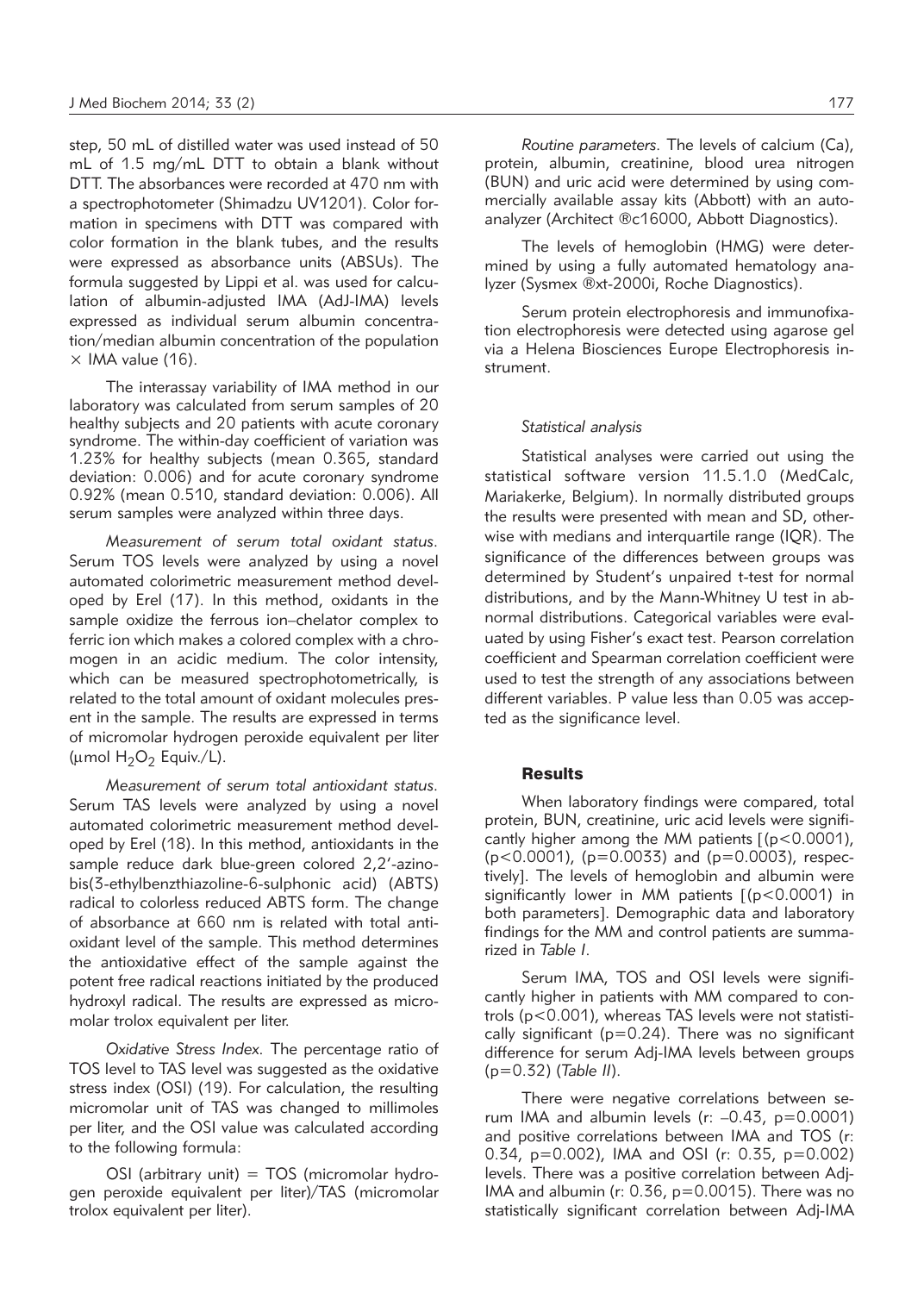step, 50 mL of distilled water was used instead of 50 mL of 1.5 mg/mL DTT to obtain a blank without DTT. The absorbances were recorded at 470 nm with a spectrophotometer (Shimadzu UV1201). Color formation in specimens with DTT was compared with color formation in the blank tubes, and the results were expressed as absorbance units (ABSUs). The formula suggested by Lippi et al. was used for calculation of albumin-adjusted IMA (AdJ-IMA) levels expressed as individual serum albumin concentration/median albumin concentration of the population × IMA value (16).

The interassay variability of IMA method in our laboratory was calculated from serum samples of 20 healthy subjects and 20 patients with acute coronary syndrome. The within-day coefficient of variation was 1.23% for healthy subjects (mean 0.365, standard deviation: 0.006) and for acute coronary syndrome 0.92% (mean 0.510, standard deviation: 0.006). All serum samples were analyzed within three days.

*Measurement of serum total oxidant status.* Serum TOS levels were analyzed by using a novel automated colorimetric measurement method developed by Erel (17). In this method, oxidants in the sample oxidize the ferrous ion–chelator complex to ferric ion which makes a colored complex with a chromogen in an acidic medium. The color intensity, which can be measured spectrophotometrically, is related to the total amount of oxidant molecules present in the sample. The results are expressed in terms of micromolar hydrogen peroxide equivalent per liter (μmol $H_2O_2$ Equiv./L).

*Measurement of serum total antioxidant status.* Serum TAS levels were analyzed by using a novel automated colorimetric measurement method developed by Erel (18). In this method, antioxidants in the sample reduce dark blue-green colored 2,2′-azinobis(3-ethylbenzthiazoline-6-sulphonic acid) (ABTS) radical to colorless reduced ABTS form. The change of absorbance at 660 nm is related with total antioxidant level of the sample. This method determines the antioxidative effect of the sample against the potent free radical reactions initiated by the produced hydroxyl radical. The results are expressed as micromolar trolox equivalent per liter.

*Oxidative Stress Index.* The percentage ratio of TOS level to TAS level was suggested as the oxidative stress index (OSI) (19). For calculation, the resulting micromolar unit of TAS was changed to millimoles per liter, and the OSI value was calculated according to the following formula:

OSI (arbitrary unit) = TOS (micromolar hydrogen peroxide equivalent per liter)/TAS (micromolar trolox equivalent per liter).

*Routine parameters.* The levels of calcium (Ca), protein, albumin, creatinine, blood urea nitrogen (BUN) and uric acid were determined by using commercially available assay kits (Abbott) with an autoanalyzer (Architect ®c16000, Abbott Diagnostics).

The levels of hemoglobin (HMG) were determined by using a fully automated hematology analyzer (Sysmex ®xt-2000i, Roche Diagnostics).

Serum protein electrophoresis and immunofixation electrophoresis were detected using agarose gel via a Helena Biosciences Europe Electrophoresis instrument.

### *Statistical analysis*

Statistical analyses were carried out using the statistical software version 11.5.1.0 (MedCalc, Mariakerke, Belgium). In normally distributed groups the results were presented with mean and SD, otherwise with medians and interquartile range (IQR). The significance of the differences between groups was determined by Student's unpaired t-test for normal distributions, and by the Mann-Whitney U test in abnormal distributions. Categorical variables were evaluated by using Fisher's exact test. Pearson correlation coefficient and Spearman correlation coefficient were used to test the strength of any associations between different variables. P value less than 0.05 was accepted as the significance level.

## Results

When laboratory findings were compared, total protein, BUN, creatinine, uric acid levels were significantly higher among the MM patients [($p<0.0001$), ($p<0.0001$), ($p=0.0033$) and ($p=0.0003$), respectively]. The levels of hemoglobin and albumin were significantly lower in MM patients [($p<0.0001$) in both parameters]. Demographic data and laboratory findings for the MM and control patients are summarized in *Table I*.

Serum IMA, TOS and OSI levels were significantly higher in patients with MM compared to controls ($p<0.001$), whereas TAS levels were not statistically significant ($p=0.24$). There was no significant difference for serum Adj-IMA levels between groups ($p=0.32$) (*Table II*).

There were negative correlations between serum IMA and albumin levels (r: –0.43, $p=0.0001$) and positive correlations between IMA and TOS (r: 0.34, $p=0.002$), IMA and OSI (r: 0.35, $p=0.002$) levels. There was a positive correlation between Adj-IMA and albumin (r: 0.36, $p=0.0015$). There was no statistically significant correlation between Adj-IMA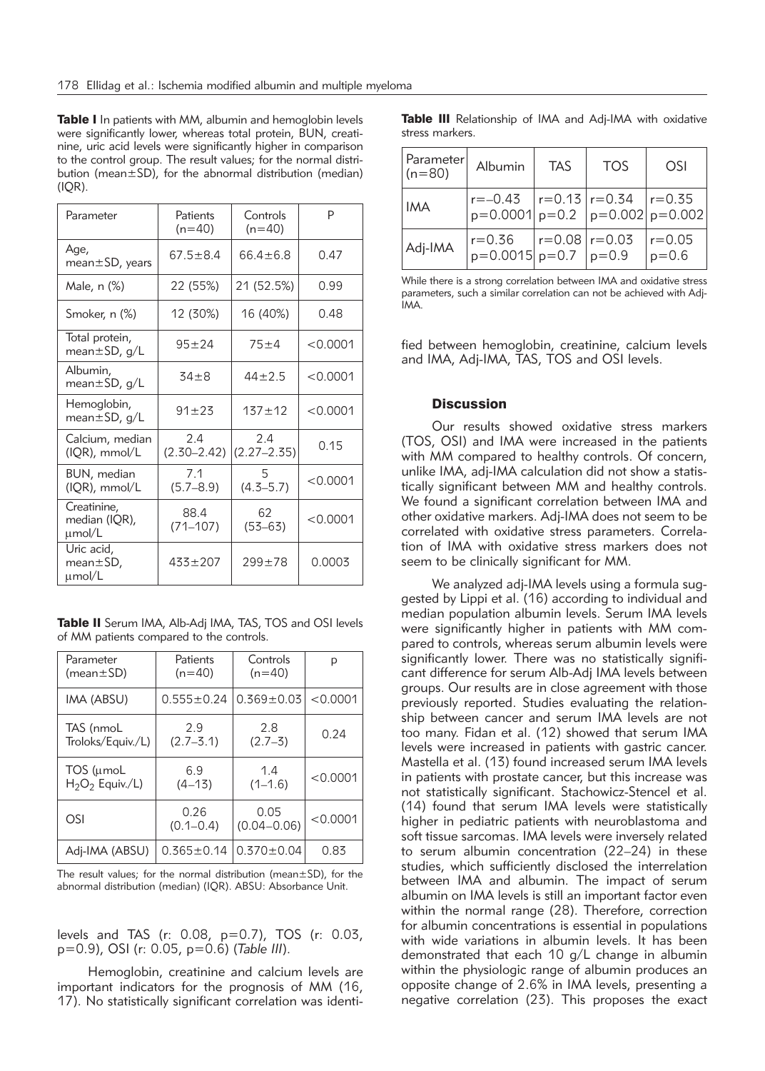**Table I** In patients with MM, albumin and hemoglobin levels were significantly lower, whereas total protein, BUN, creatinine, uric acid levels were significantly higher in comparison to the control group. The result values; for the normal distribution (mean±SD), for the abnormal distribution (median) (IQR).

| Parameter | Patients (n=40) | Controls (n=40) | P |
|---|---|---|---|
| Age, mean±SD, years | 67.5±8.4 | 66.4±6.8 | 0.47 |
| Male, n (%) | 22 (55%) | 21 (52.5%) | 0.99 |
| Smoker, n (%) | 12 (30%) | 16 (40%) | 0.48 |
| Total protein, mean±SD, g/L | 95±24 | 75±4 | <0.0001 |
| Albumin, mean±SD, g/L | 34±8 | 44±2.5 | <0.0001 |
| Hemoglobin, mean±SD, g/L | 91±23 | 137±12 | <0.0001 |
| Calcium, median (IQR), mmol/L | 2.4 (2.30–2.42) | 2.4 (2.27–2.35) | 0.15 |
| BUN, median (IQR), mmol/L | 7.1 (5.7–8.9) | 5 (4.3–5.7) | <0.0001 |
| Creatinine, median (IQR), μmol/L | 88.4 (71–107) | 62 (53–63) | <0.0001 |
| Uric acid, mean±SD, μmol/L | 433±207 | 299±78 | 0.0003 |

**Table II** Serum IMA, Alb-Adj IMA, TAS, TOS and OSI levels of MM patients compared to the controls.

| Parameter (mean±SD) | Patients (n=40) | Controls (n=40) | p |
|---|---|---|---|
| IMA (ABSU) | 0.555±0.24 | 0.369±0.03 | <0.0001 |
| TAS (nmoL Troloks/Equiv./L) | 2.9 (2.7–3.1) | 2.8 (2.7–3) | 0.24 |
| TOS (μmoL $H_2O_2$ Equiv./L) | 6.9 (4–13) | 1.4 (1–1.6) | <0.0001 |
| OSI | 0.26 (0.1–0.4) | 0.05 (0.04–0.06) | <0.0001 |
| Adj-IMA (ABSU) | 0.365±0.14 | 0.370±0.04 | 0.83 |

The result values; for the normal distribution (mean±SD), for the abnormal distribution (median) (IQR). ABSU: Absorbance Unit.

levels and TAS (r: 0.08, p=0.7), TOS (r: 0.03, p=0.9), OSI (r: 0.05, p=0.6) (*Table III*).

Hemoglobin, creatinine and calcium levels are important indicators for the prognosis of MM (16, 17). No statistically significant correlation was identified between hemoglobin, creatinine, calcium levels and IMA, Adj-IMA, TAS, TOS and OSI levels.

**Table III** Relationship of IMA and Adj-IMA with oxidative stress markers.

| Parameter (n=80) | Albumin | TAS | TOS | OSI |
|---|---|---|---|---|
| IMA | r=–0.43 p=0.0001 | r=0.13 p=0.2 | r=0.34 p=0.002 | r=0.35 p=0.002 |
| Adj-IMA | r=0.36 p=0.0015 | r=0.08 p=0.7 | r=0.03 p=0.9 | r=0.05 p=0.6 |

While there is a strong correlation between IMA and oxidative stress parameters, such a similar correlation can not be achieved with Adj-IMA.

## Discussion

Our results showed oxidative stress markers (TOS, OSI) and IMA were increased in the patients with MM compared to healthy controls. Of concern, unlike IMA, adj-IMA calculation did not show a statistically significant between MM and healthy controls. We found a significant correlation between IMA and other oxidative markers. Adj-IMA does not seem to be correlated with oxidative stress parameters. Correlation of IMA with oxidative stress markers does not seem to be clinically significant for MM.

We analyzed adj-IMA levels using a formula suggested by Lippi et al. (16) according to individual and median population albumin levels. Serum IMA levels were significantly higher in patients with MM compared to controls, whereas serum albumin levels were significantly lower. There was no statistically significant difference for serum Alb-Adj IMA levels between groups. Our results are in close agreement with those previously reported. Studies evaluating the relationship between cancer and serum IMA levels are not too many. Fidan et al. (12) showed that serum IMA levels were increased in patients with gastric cancer. Mastella et al. (13) found increased serum IMA levels in patients with prostate cancer, but this increase was not statistically significant. Stachowicz-Stencel et al. (14) found that serum IMA levels were statistically higher in pediatric patients with neuroblastoma and soft tissue sarcomas. IMA levels were inversely related to serum albumin concentration (22–24) in these studies, which sufficiently disclosed the interrelation between IMA and albumin. The impact of serum albumin on IMA levels is still an important factor even within the normal range (28). Therefore, correction for albumin concentrations is essential in populations with wide variations in albumin levels. It has been demonstrated that each 10 g/L change in albumin within the physiologic range of albumin produces an opposite change of 2.6% in IMA levels, presenting a negative correlation (23). This proposes the exact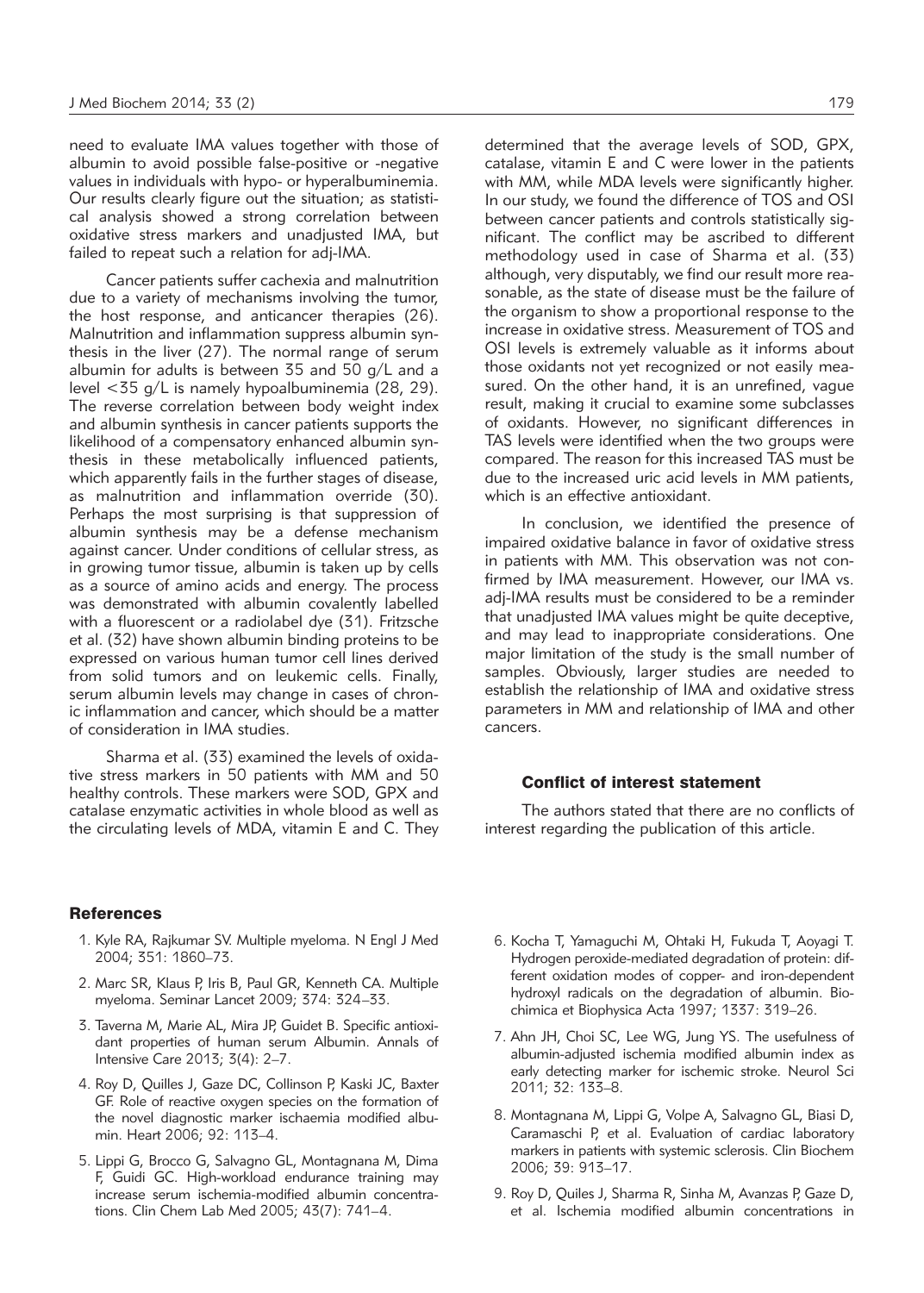need to evaluate IMA values together with those of albumin to avoid possible false-positive or -negative values in individuals with hypo- or hyperalbuminemia. Our results clearly figure out the situation; as statistical analysis showed a strong correlation between oxidative stress markers and unadjusted IMA, but failed to repeat such a relation for adj-IMA.

Cancer patients suffer cachexia and malnutrition due to a variety of mechanisms involving the tumor, the host response, and anticancer therapies (26). Malnutrition and inflammation suppress albumin synthesis in the liver (27). The normal range of serum albumin for adults is between 35 and 50 g/L and a level <35 g/L is namely hypoalbuminemia (28, 29). The reverse correlation between body weight index and albumin synthesis in cancer patients supports the likelihood of a compensatory enhanced albumin synthesis in these metabolically influenced patients, which apparently fails in the further stages of disease, as malnutrition and inflammation override (30). Perhaps the most surprising is that suppression of albumin synthesis may be a defense mechanism against cancer. Under conditions of cellular stress, as in growing tumor tissue, albumin is taken up by cells as a source of amino acids and energy. The process was demonstrated with albumin covalently labelled with a fluorescent or a radiolabel dye (31). Fritzsche et al. (32) have shown albumin binding proteins to be expressed on various human tumor cell lines derived from solid tumors and on leukemic cells. Finally, serum albumin levels may change in cases of chronic inflammation and cancer, which should be a matter of consideration in IMA studies.

Sharma et al. (33) examined the levels of oxidative stress markers in 50 patients with MM and 50 healthy controls. These markers were SOD, GPX and catalase enzymatic activities in whole blood as well as the circulating levels of MDA, vitamin E and C. They determined that the average levels of SOD, GPX, catalase, vitamin E and C were lower in the patients with MM, while MDA levels were significantly higher. In our study, we found the difference of TOS and OSI between cancer patients and controls statistically significant. The conflict may be ascribed to different methodology used in case of Sharma et al. (33) although, very disputably, we find our result more reasonable, as the state of disease must be the failure of the organism to show a proportional response to the increase in oxidative stress. Measurement of TOS and OSI levels is extremely valuable as it informs about those oxidants not yet recognized or not easily measured. On the other hand, it is an unrefined, vague result, making it crucial to examine some subclasses of oxidants. However, no significant differences in TAS levels were identified when the two groups were compared. The reason for this increased TAS must be due to the increased uric acid levels in MM patients, which is an effective antioxidant.

In conclusion, we identified the presence of impaired oxidative balance in favor of oxidative stress in patients with MM. This observation was not confirmed by IMA measurement. However, our IMA vs. adj-IMA results must be considered to be a reminder that unadjusted IMA values might be quite deceptive, and may lead to inappropriate considerations. One major limitation of the study is the small number of samples. Obviously, larger studies are needed to establish the relationship of IMA and oxidative stress parameters in MM and relationship of IMA and other cancers.

### Conflict of interest statement

The authors stated that there are no conflicts of interest regarding the publication of this article.

## References

1. Kyle RA, Rajkumar SV. Multiple myeloma. N Engl J Med 2004; 351: 1860–73.
2. Marc SR, Klaus P, Iris B, Paul GR, Kenneth CA. Multiple myeloma. Seminar Lancet 2009; 374: 324–33.
3. Taverna M, Marie AL, Mira JP, Guidet B. Specific antioxidant properties of human serum Albumin. Annals of Intensive Care 2013; 3(4): 2–7.
4. Roy D, Quilles J, Gaze DC, Collinson P, Kaski JC, Baxter GF. Role of reactive oxygen species on the formation of the novel diagnostic marker ischaemia modified albumin. Heart 2006; 92: 113–4.
5. Lippi G, Brocco G, Salvagno GL, Montagnana M, Dima F, Guidi GC. High-workload endurance training may increase serum ischemia-modified albumin concentrations. Clin Chem Lab Med 2005; 43(7): 741–4.
6. Kocha T, Yamaguchi M, Ohtaki H, Fukuda T, Aoyagi T. Hydrogen peroxide-mediated degradation of protein: different oxidation modes of copper- and iron-dependent hydroxyl radicals on the degradation of albumin. Biochimica et Biophysica Acta 1997; 1337: 319–26.
7. Ahn JH, Choi SC, Lee WG, Jung YS. The usefulness of albumin-adjusted ischemia modified albumin index as early detecting marker for ischemic stroke. Neurol Sci 2011; 32: 133–8.
8. Montagnana M, Lippi G, Volpe A, Salvagno GL, Biasi D, Caramaschi P, et al. Evaluation of cardiac laboratory markers in patients with systemic sclerosis. Clin Biochem 2006; 39: 913–17.
9. Roy D, Quiles J, Sharma R, Sinha M, Avanzas P, Gaze D, et al. Ischemia modified albumin concentrations in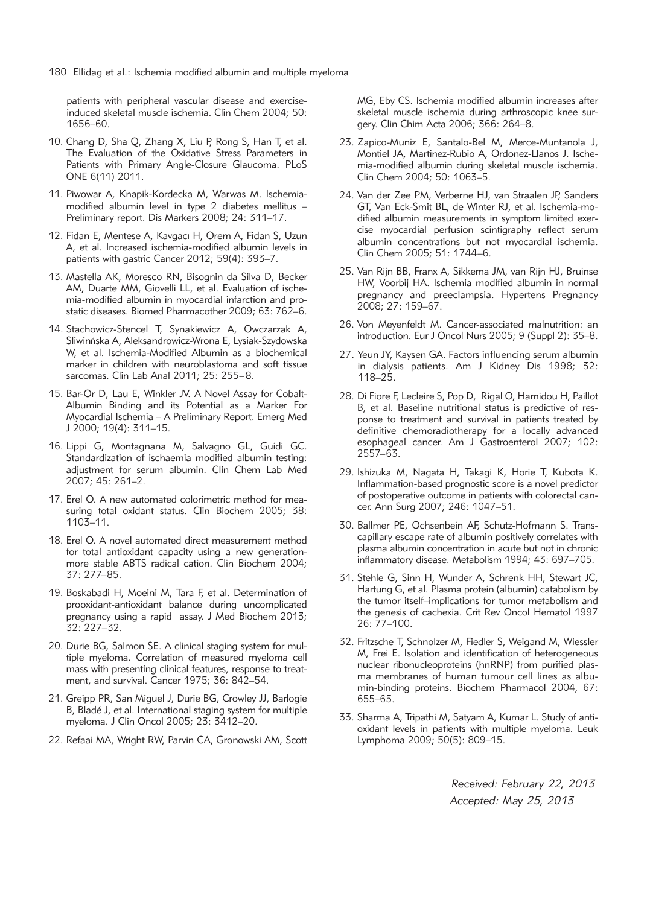patients with peripheral vascular disease and exercise-induced skeletal muscle ischemia. Clin Chem 2004; 50: 1656–60.

10. Chang D, Sha Q, Zhang X, Liu P, Rong S, Han T, et al. The Evaluation of the Oxidative Stress Parameters in Patients with Primary Angle-Closure Glaucoma. PLoS ONE 6(11) 2011.
11. Piwowar A, Knapik-Kordecka M, Warwas M. Ischemia-modified albumin level in type 2 diabetes mellitus – Preliminary report. Dis Markers 2008; 24: 311–17.
12. Fidan E, Mentese A, Kavgacı H, Orem A, Fidan S, Uzun A, et al. Increased ischemia-modified albumin levels in patients with gastric Cancer 2012; 59(4): 393–7.
13. Mastella AK, Moresco RN, Bisognin da Silva D, Becker AM, Duarte MM, Giovelli LL, et al. Evaluation of ischemia-modified albumin in myocardial infarction and prostatic diseases. Biomed Pharmacother 2009; 63: 762–6.
14. Stachowicz-Stencel T, Synakiewicz A, Owczarzak A, Sliwinńska A, Aleksandrowicz-Wrona E, Lysiak-Szydowska W, et al. Ischemia-Modified Albumin as a biochemical marker in children with neuroblastoma and soft tissue sarcomas. Clin Lab Anal 2011; 25: 255–8.
15. Bar-Or D, Lau E, Winkler JV. A Novel Assay for Cobalt-Albumin Binding and its Potential as a Marker For Myocardial Ischemia – A Preliminary Report. Emerg Med J 2000; 19(4): 311–15.
16. Lippi G, Montagnana M, Salvagno GL, Guidi GC. Standardization of ischaemia modified albumin testing: adjustment for serum albumin. Clin Chem Lab Med 2007; 45: 261–2.
17. Erel O. A new automated colorimetric method for measuring total oxidant status. Clin Biochem 2005; 38: 1103–11.
18. Erel O. A novel automated direct measurement method for total antioxidant capacity using a new generation-more stable ABTS radical cation. Clin Biochem 2004; 37: 277–85.
19. Boskabadi H, Moeini M, Tara F, et al. Determination of prooxidant-antioxidant balance during uncomplicated pregnancy using a rapid assay. J Med Biochem 2013; 32: 227–32.
20. Durie BG, Salmon SE. A clinical staging system for multiple myeloma. Correlation of measured myeloma cell mass with presenting clinical features, response to treatment, and survival. Cancer 1975; 36: 842–54.
21. Greipp PR, San Miguel J, Durie BG, Crowley JJ, Barlogie B, Bladé J, et al. International staging system for multiple myeloma. J Clin Oncol 2005; 23: 3412–20.
22. Refaai MA, Wright RW, Parvin CA, Gronowski AM, Scott MG, Eby CS. Ischemia modified albumin increases after skeletal muscle ischemia during arthroscopic knee surgery. Clin Chim Acta 2006; 366: 264–8.
23. Zapico-Muniz E, Santalo-Bel M, Merce-Muntanola J, Montiel JA, Martinez-Rubio A, Ordonez-Llanos J. Ischemia-modified albumin during skeletal muscle ischemia. Clin Chem 2004; 50: 1063–5.
24. Van der Zee PM, Verberne HJ, van Straalen JP, Sanders GT, Van Eck-Smit BL, de Winter RJ, et al. Ischemia-modified albumin measurements in symptom limited exercise myocardial perfusion scintigraphy reflect serum albumin concentrations but not myocardial ischemia. Clin Chem 2005; 51: 1744–6.
25. Van Rijn BB, Franx A, Sikkema JM, van Rijn HJ, Bruinse HW, Voorbij HA. Ischemia modified albumin in normal pregnancy and preeclampsia. Hypertens Pregnancy 2008; 27: 159–67.
26. Von Meyenfeldt M. Cancer-associated malnutrition: an introduction. Eur J Oncol Nurs 2005; 9 (Suppl 2): 35–8.
27. Yeun JY, Kaysen GA. Factors influencing serum albumin in dialysis patients. Am J Kidney Dis 1998; 32: 118–25.
28. Di Fiore F, Lecleire S, Pop D, Rigal O, Hamidou H, Paillot B, et al. Baseline nutritional status is predictive of response to treatment and survival in patients treated by definitive chemoradiotherapy for a locally advanced esophageal cancer. Am J Gastroenterol 2007; 102: 2557–63.
29. Ishizuka M, Nagata H, Takagi K, Horie T, Kubota K. Inflammation-based prognostic score is a novel predictor of postoperative outcome in patients with colorectal cancer. Ann Surg 2007; 246: 1047–51.
30. Ballmer PE, Ochsenbein AF, Schutz-Hofmann S. Transcapillary escape rate of albumin positively correlates with plasma albumin concentration in acute but not in chronic inflammatory disease. Metabolism 1994; 43: 697–705.
31. Stehle G, Sinn H, Wunder A, Schrenk HH, Stewart JC, Hartung G, et al. Plasma protein (albumin) catabolism by the tumor itself–implications for tumor metabolism and the genesis of cachexia. Crit Rev Oncol Hematol 1997 26: 77–100.
32. Fritzsche T, Schnolzer M, Fiedler S, Weigand M, Wiessler M, Frei E. Isolation and identification of heterogeneous nuclear ribonucleoproteins (hnRNP) from purified plasma membranes of human tumour cell lines as albumin-binding proteins. Biochem Pharmacol 2004, 67: 655–65.
33. Sharma A, Tripathi M, Satyam A, Kumar L. Study of antioxidant levels in patients with multiple myeloma. Leuk Lymphoma 2009; 50(5): 809–15.

*Received: February 22, 2013*
*Accepted: May 25, 2013*